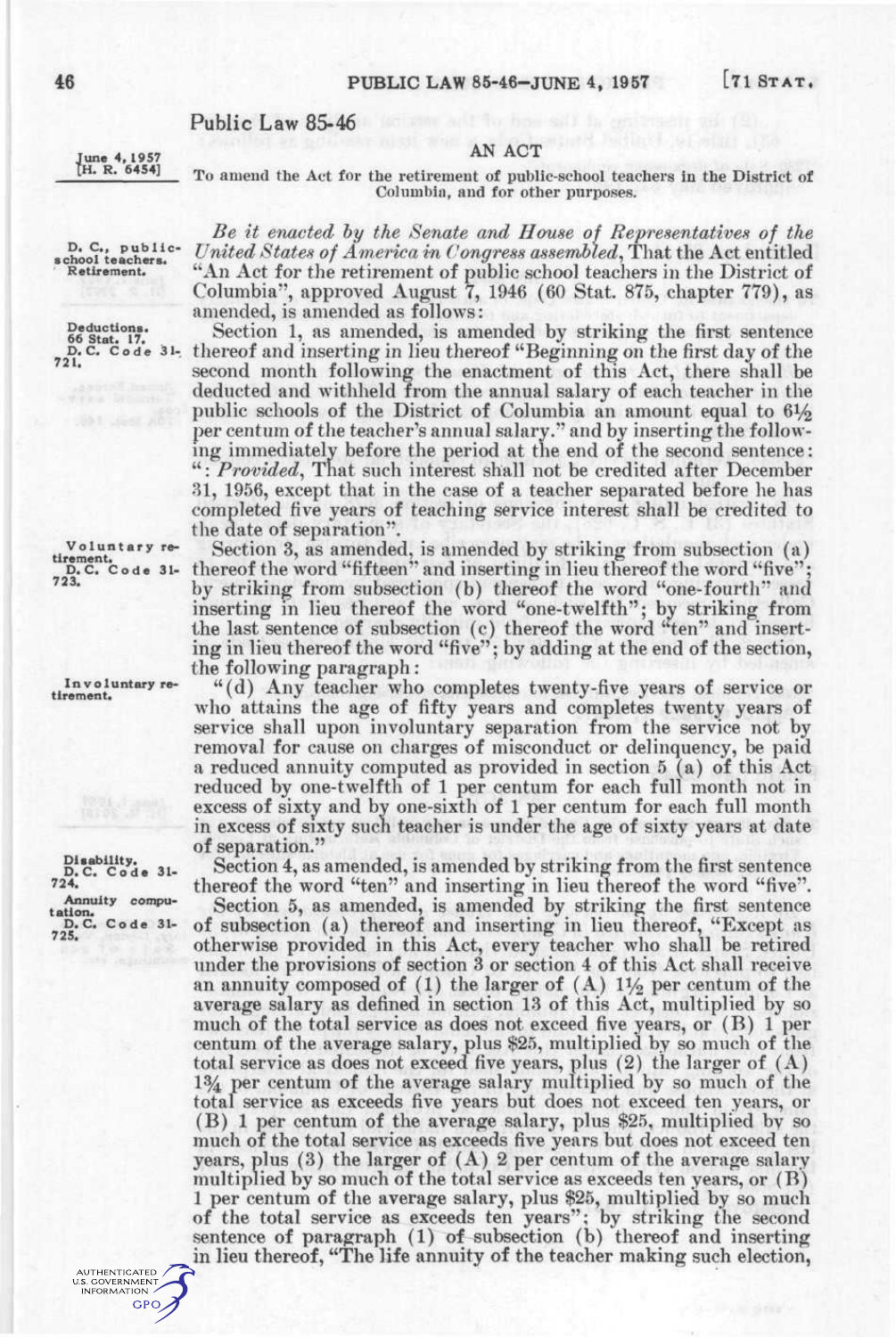# Public Law 85-46

June 4, 1957
[H. R. 6454]

## AN ACT

To amend the Act for the retirement of public-school teachers in the District of Columbia, and for other purposes.

D. C., public-school teachers. Retirement.

*Be it enacted by the Senate and House of Representatives of the United States of America in Congress assembled*, That the Act entitled "An Act for the retirement of public school teachers in the District of Columbia", approved August 7, 1946 (60 Stat. 875, chapter 779), as amended, is amended as follows:

Deductions. 66 Stat. 17. D. C. Code 31-721.

Section 1, as amended, is amended by striking the first sentence thereof and inserting in lieu thereof "Beginning on the first day of the second month following the enactment of this Act, there shall be deducted and withheld from the annual salary of each teacher in the public schools of the District of Columbia an amount equal to 6½ per centum of the teacher's annual salary." and by inserting the following immediately before the period at the end of the second sentence: ": *Provided*, That such interest shall not be credited after December 31, 1956, except that in the case of a teacher separated before he has completed five years of teaching service interest shall be credited to the date of separation".

Voluntary retirement. D. C. Code 31-723.

Section 3, as amended, is amended by striking from subsection (a) thereof the word "fifteen" and inserting in lieu thereof the word "five"; by striking from subsection (b) thereof the word "one-fourth" and inserting in lieu thereof the word "one-twelfth"; by striking from the last sentence of subsection (c) thereof the word "ten" and inserting in lieu thereof the word "five"; by adding at the end of the section, the following paragraph:

Involuntary retirement.

"(d) Any teacher who completes twenty-five years of service or who attains the age of fifty years and completes twenty years of service shall upon involuntary separation from the service not by removal for cause on charges of misconduct or delinquency, be paid a reduced annuity computed as provided in section 5 (a) of this Act reduced by one-twelfth of 1 per centum for each full month not in excess of sixty and by one-sixth of 1 per centum for each full month in excess of sixty such teacher is under the age of sixty years at date of separation."

Disability. D. C. Code 31-724.

Section 4, as amended, is amended by striking from the first sentence thereof the word "ten" and inserting in lieu thereof the word "five".

Annuity computation. D. C. Code 31-725.

Section 5, as amended, is amended by striking the first sentence of subsection (a) thereof and inserting in lieu thereof, "Except as otherwise provided in this Act, every teacher who shall be retired under the provisions of section 3 or section 4 of this Act shall receive an annuity composed of (1) the larger of (A) 1½ per centum of the average salary as defined in section 13 of this Act, multiplied by so much of the total service as does not exceed five years, or (B) 1 per centum of the average salary, plus $25, multiplied by so much of the total service as does not exceed five years, plus (2) the larger of (A) 1¾ per centum of the average salary multiplied by so much of the total service as exceeds five years but does not exceed ten years, or (B) 1 per centum of the average salary, plus $25, multiplied by so much of the total service as exceeds five years but does not exceed ten years, plus (3) the larger of (A) 2 per centum of the average salary multiplied by so much of the total service as exceeds ten years, or (B) 1 per centum of the average salary, plus $25, multiplied by so much of the total service as exceeds ten years"; by striking the second sentence of paragraph (1) of subsection (b) thereof and inserting in lieu thereof, "The life annuity of the teacher making such election,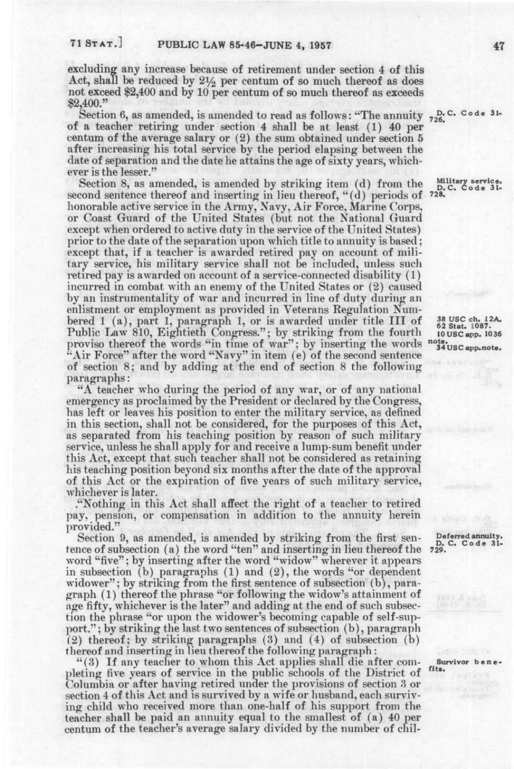excluding any increase because of retirement under section 4 of this Act, shall be reduced by 2½ per centum of so much thereof as does not exceed $2,400 and by 10 per centum of so much thereof as exceeds $2,400."

Section 6, as amended, is amended to read as follows: "The annuity of a teacher retiring under section 4 shall be at least (1) 40 per centum of the average salary or (2) the sum obtained under section 5 after increasing his total service by the period elapsing between the date of separation and the date he attains the age of sixty years, whichever is the lesser."

D. C. Code 31-726.

Section 8, as amended, is amended by striking item (d) from the second sentence thereof and inserting in lieu thereof, "(d) periods of honorable active service in the Army, Navy, Air Force, Marine Corps, or Coast Guard of the United States (but not the National Guard except when ordered to active duty in the service of the United States) prior to the date of the separation upon which title to annuity is based; except that, if a teacher is awarded retired pay on account of military service, his military service shall not be included, unless such retired pay is awarded on account of a service-connected disability (1) incurred in combat with an enemy of the United States or (2) caused by an instrumentality of war and incurred in line of duty during an enlistment or employment as provided in Veterans Regulation Numbered 1 (a), part 1, paragraph 1, or is awarded under title III of Public Law 810, Eightieth Congress."; by striking from the fourth proviso thereof the words "in time of war"; by inserting the words "Air Force" after the word "Navy" in item (e) of the second sentence of section 8; and by adding at the end of section 8 the following paragraphs:

Military service. D. C. Code 31-728.

38 USC ch. 12A. 62 Stat. 1087. 10 USC app. 1036 note. 34 USC app. note.

"A teacher who during the period of any war, or of any national emergency as proclaimed by the President or declared by the Congress, has left or leaves his position to enter the military service, as defined in this section, shall not be considered, for the purposes of this Act, as separated from his teaching position by reason of such military service, unless he shall apply for and receive a lump-sum benefit under this Act, except that such teacher shall not be considered as retaining his teaching position beyond six months after the date of the approval of this Act or the expiration of five years of such military service, whichever is later.

"Nothing in this Act shall affect the right of a teacher to retired pay, pension, or compensation in addition to the annuity herein provided."

Section 9, as amended, is amended by striking from the first sentence of subsection (a) the word "ten" and inserting in lieu thereof the word "five"; by inserting after the word "widow" wherever it appears in subsection (b) paragraphs (1) and (2), the words "or dependent widower"; by striking from the first sentence of subsection (b), paragraph (1) thereof the phrase "or following the widow's attainment of age fifty, whichever is the later" and adding at the end of such subsection the phrase "or upon the widower's becoming capable of self-support."; by striking the last two sentences of subsection (b), paragraph (2) thereof; by striking paragraphs (3) and (4) of subsection (b) thereof and inserting in lieu thereof the following paragraph:

Deferred annuity. D. C. Code 31-729.

"(3) If any teacher to whom this Act applies shall die after completing five years of service in the public schools of the District of Columbia or after having retired under the provisions of section 3 or section 4 of this Act and is survived by a wife or husband, each surviving child who received more than one-half of his support from the teacher shall be paid an annuity equal to the smallest of (a) 40 per centum of the teacher's average salary divided by the number of chil-

Survivor benefits.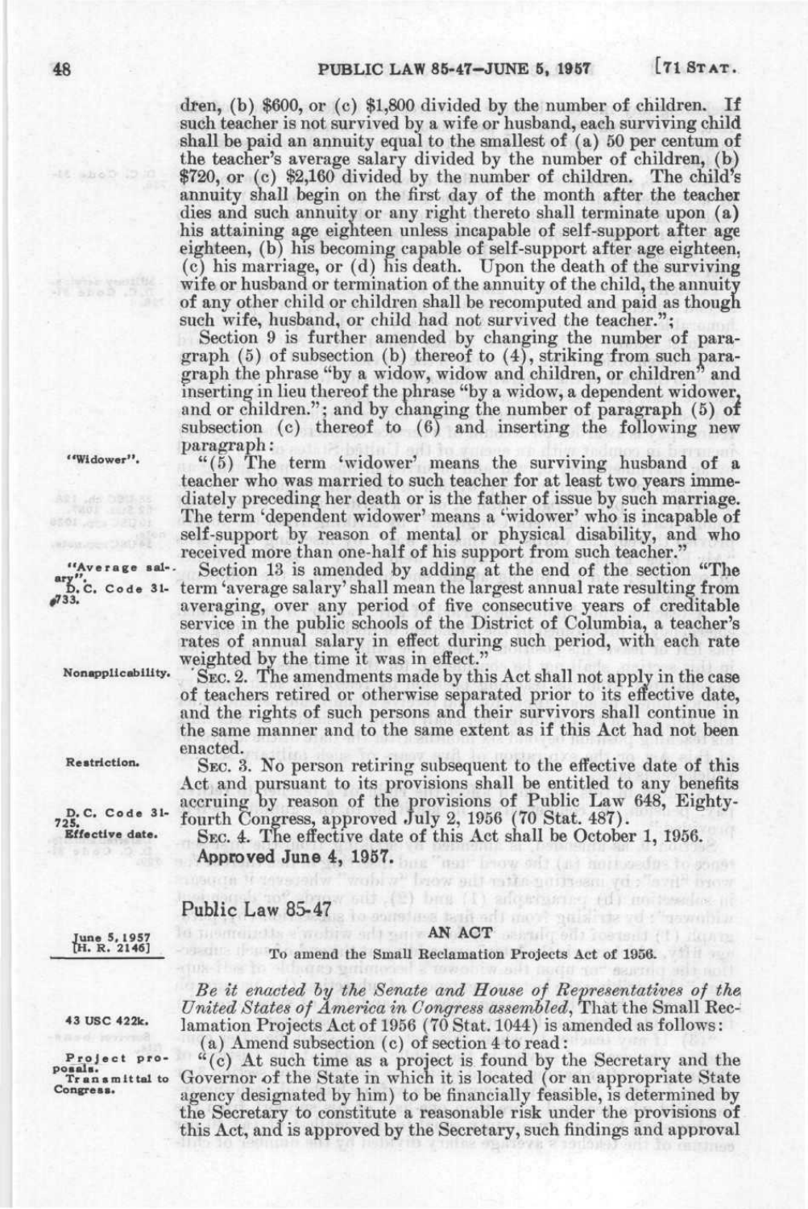dren, (b) $600, or (c) $1,800 divided by the number of children. If such teacher is not survived by a wife or husband, each surviving child shall be paid an annuity equal to the smallest of (a) 50 per centum of the teacher's average salary divided by the number of children, (b) $720, or (c) $2,160 divided by the number of children. The child's annuity shall begin on the first day of the month after the teacher dies and such annuity or any right thereto shall terminate upon (a) his attaining age eighteen unless incapable of self-support after age eighteen, (b) his becoming capable of self-support after age eighteen, (c) his marriage, or (d) his death. Upon the death of the surviving wife or husband or termination of the annuity of the child, the annuity of any other child or children shall be recomputed and paid as though such wife, husband, or child had not survived the teacher.";

Section 9 is further amended by changing the number of paragraph (5) of subsection (b) thereof to (4), striking from such paragraph the phrase "by a widow, widow and children, or children" and inserting in lieu thereof the phrase "by a widow, a dependent widower, and or children."; and by changing the number of paragraph (5) of subsection (c) thereof to (6) and inserting the following new paragraph:

"Widower".

"(5) The term 'widower' means the surviving husband of a teacher who was married to such teacher for at least two years immediately preceding her death or is the father of issue by such marriage. The term 'dependent widower' means a 'widower' who is incapable of self-support by reason of mental or physical disability, and who received more than one-half of his support from such teacher."

"Average salary". D. C. Code 31-733.

Section 13 is amended by adding at the end of the section "The term 'average salary' shall mean the largest annual rate resulting from averaging, over any period of five consecutive years of creditable service in the public schools of the District of Columbia, a teacher's rates of annual salary in effect during such period, with each rate weighted by the time it was in effect."

Nonapplicability.

SEC. 2. The amendments made by this Act shall not apply in the case of teachers retired or otherwise separated prior to its effective date, and the rights of such persons and their survivors shall continue in the same manner and to the same extent as if this Act had not been enacted.

Restriction.

SEC. 3. No person retiring subsequent to the effective date of this Act and pursuant to its provisions shall be entitled to any benefits accruing by reason of the provisions of Public Law 648, Eighty-fourth Congress, approved July 2, 1956 (70 Stat. 487).

D. C. Code 31-725.

Effective date.

SEC. 4. The effective date of this Act shall be October 1, 1956.

**Approved June 4, 1957.**

## Public Law 85-47

June 5, 1957
[H. R. 2146]

### AN ACT

To amend the Small Reclamation Projects Act of 1956.

*Be it enacted by the Senate and House of Representatives of the United States of America in Congress assembled*, That the Small Reclamation Projects Act of 1956 (70 Stat. 1044) is amended as follows:

43 USC 422k.

(a) Amend subsection (c) of section 4 to read:

Project proposals. Transmittal to Congress.

"(c) At such time as a project is found by the Secretary and the Governor of the State in which it is located (or an appropriate State agency designated by him) to be financially feasible, is determined by the Secretary to constitute a reasonable risk under the provisions of this Act, and is approved by the Secretary, such findings and approval